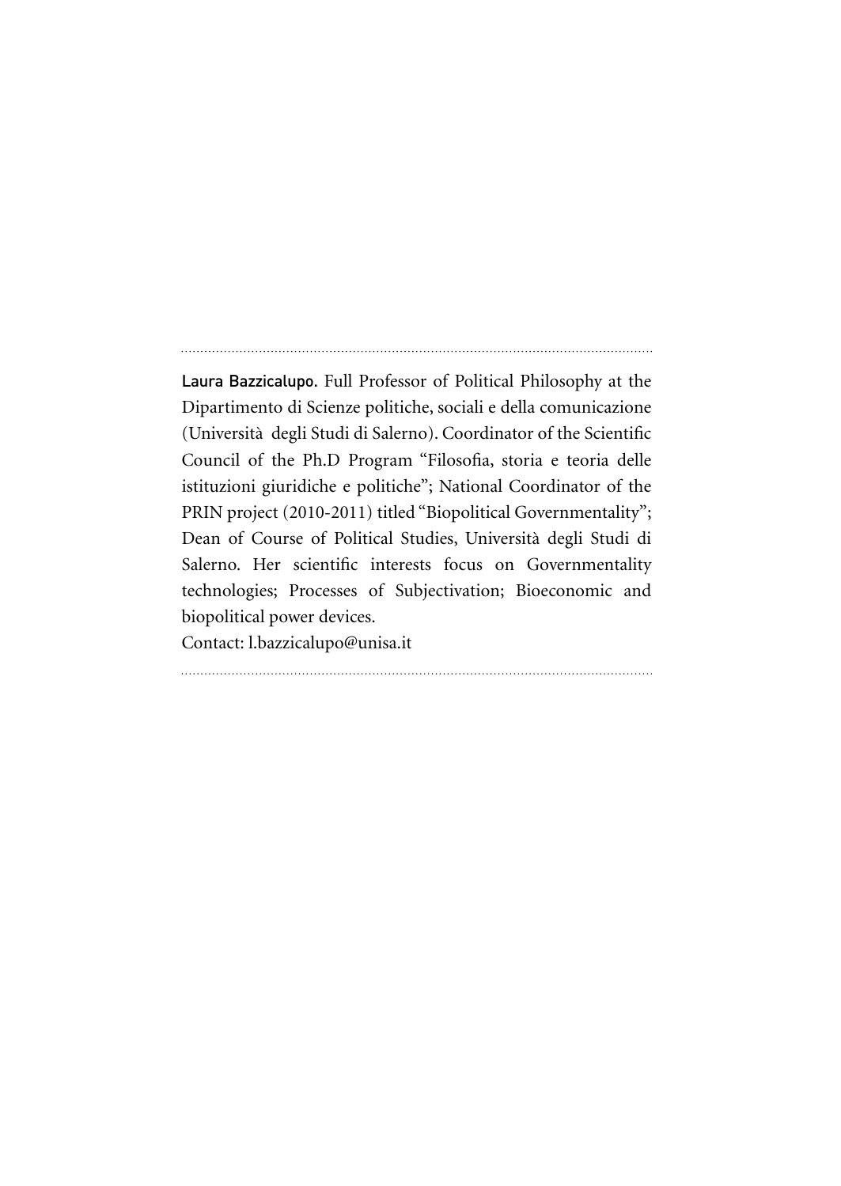**Laura Bazzicalupo.** Full Professor of Political Philosophy at the Dipartimento di Scienze politiche, sociali e della comunicazione (Università degli Studi di Salerno). Coordinator of the Scientific Council of the Ph.D Program "Filosofia, storia e teoria delle istituzioni giuridiche e politiche"; National Coordinator of the PRIN project (2010-2011) titled "Biopolitical Governmentality"; Dean of Course of Political Studies, Università degli Studi di Salerno. Her scientific interests focus on Governmentality technologies; Processes of Subjectivation; Bioeconomic and biopolitical power devices.
Contact: l.bazzicalupo@unisa.it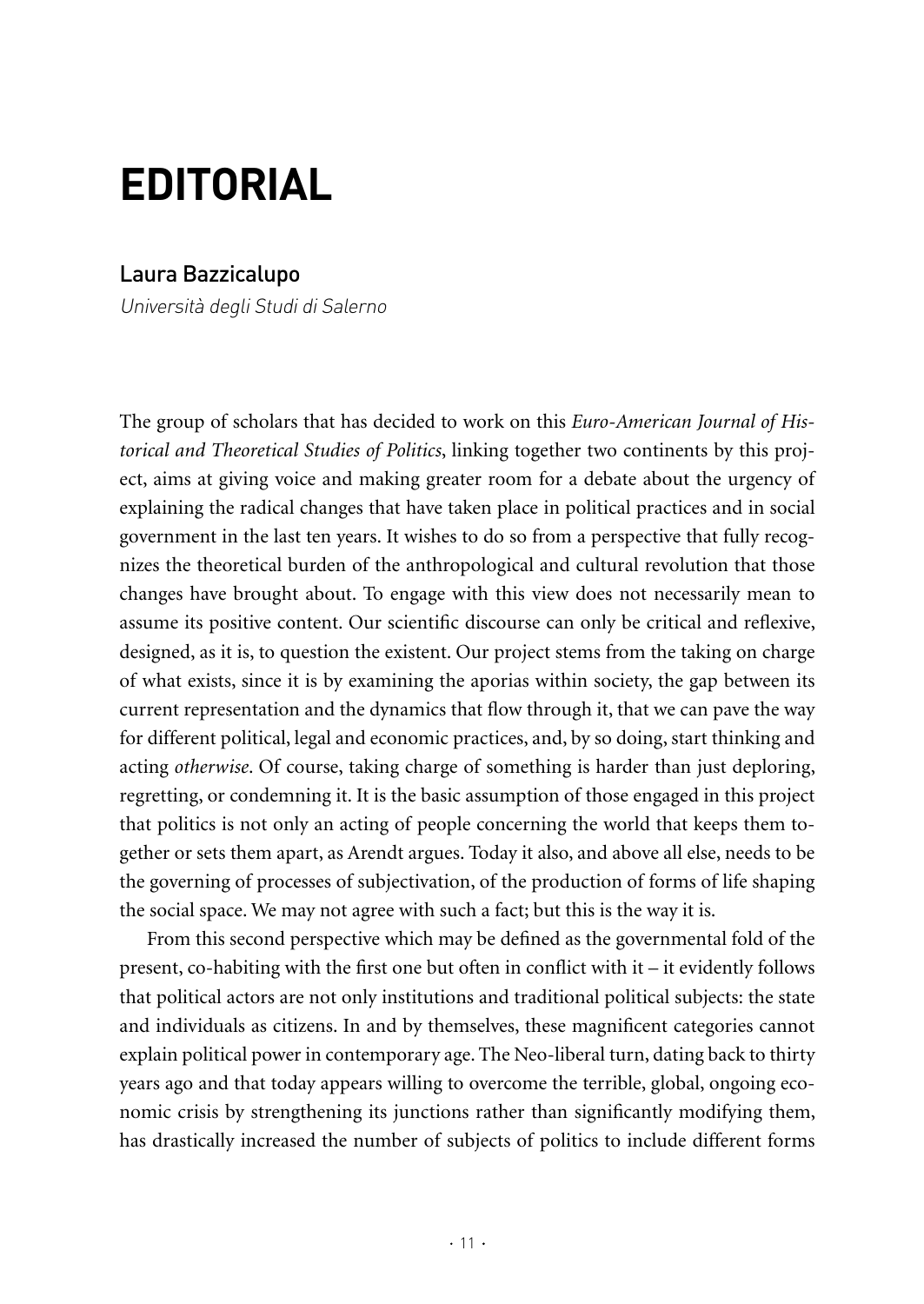# EDITORIAL

## Laura Bazzicalupo

*Università degli Studi di Salerno*

The group of scholars that has decided to work on this *Euro-American Journal of Historical and Theoretical Studies of Politics*, linking together two continents by this project, aims at giving voice and making greater room for a debate about the urgency of explaining the radical changes that have taken place in political practices and in social government in the last ten years. It wishes to do so from a perspective that fully recognizes the theoretical burden of the anthropological and cultural revolution that those changes have brought about. To engage with this view does not necessarily mean to assume its positive content. Our scientific discourse can only be critical and reflexive, designed, as it is, to question the existent. Our project stems from the taking on charge of what exists, since it is by examining the aporias within society, the gap between its current representation and the dynamics that flow through it, that we can pave the way for different political, legal and economic practices, and, by so doing, start thinking and acting *otherwise*. Of course, taking charge of something is harder than just deploring, regretting, or condemning it. It is the basic assumption of those engaged in this project that politics is not only an acting of people concerning the world that keeps them together or sets them apart, as Arendt argues. Today it also, and above all else, needs to be the governing of processes of subjectivation, of the production of forms of life shaping the social space. We may not agree with such a fact; but this is the way it is.

From this second perspective which may be defined as the governmental fold of the present, co-habiting with the first one but often in conflict with it – it evidently follows that political actors are not only institutions and traditional political subjects: the state and individuals as citizens. In and by themselves, these magnificent categories cannot explain political power in contemporary age. The Neo-liberal turn, dating back to thirty years ago and that today appears willing to overcome the terrible, global, ongoing economic crisis by strengthening its junctions rather than significantly modifying them, has drastically increased the number of subjects of politics to include different forms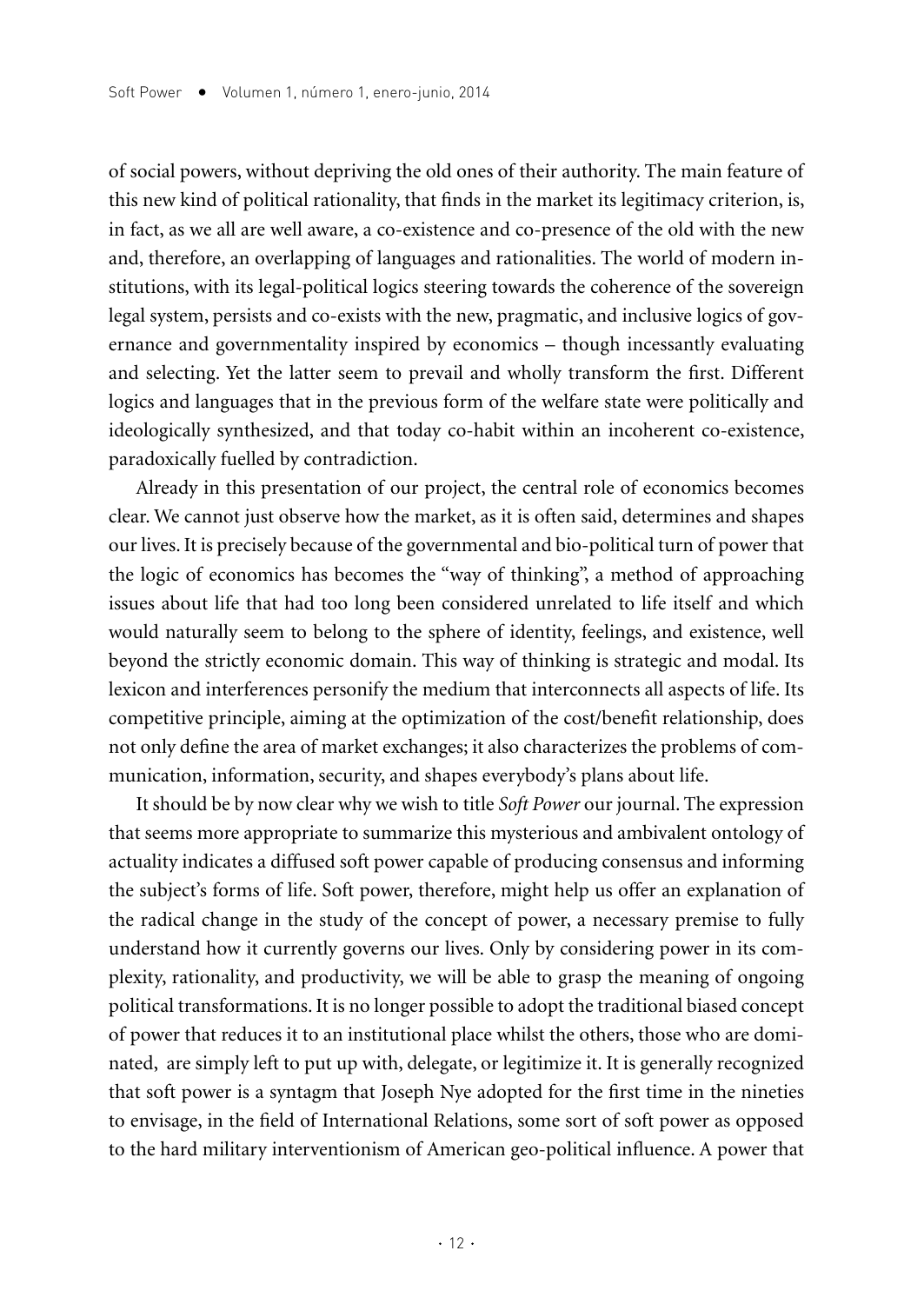of social powers, without depriving the old ones of their authority. The main feature of this new kind of political rationality, that finds in the market its legitimacy criterion, is, in fact, as we all are well aware, a co-existence and co-presence of the old with the new and, therefore, an overlapping of languages and rationalities. The world of modern institutions, with its legal-political logics steering towards the coherence of the sovereign legal system, persists and co-exists with the new, pragmatic, and inclusive logics of governance and governmentality inspired by economics – though incessantly evaluating and selecting. Yet the latter seem to prevail and wholly transform the first. Different logics and languages that in the previous form of the welfare state were politically and ideologically synthesized, and that today co-habit within an incoherent co-existence, paradoxically fuelled by contradiction.

Already in this presentation of our project, the central role of economics becomes clear. We cannot just observe how the market, as it is often said, determines and shapes our lives. It is precisely because of the governmental and bio-political turn of power that the logic of economics has becomes the "way of thinking", a method of approaching issues about life that had too long been considered unrelated to life itself and which would naturally seem to belong to the sphere of identity, feelings, and existence, well beyond the strictly economic domain. This way of thinking is strategic and modal. Its lexicon and interferences personify the medium that interconnects all aspects of life. Its competitive principle, aiming at the optimization of the cost/benefit relationship, does not only define the area of market exchanges; it also characterizes the problems of communication, information, security, and shapes everybody's plans about life.

It should be by now clear why we wish to title *Soft Power* our journal. The expression that seems more appropriate to summarize this mysterious and ambivalent ontology of actuality indicates a diffused soft power capable of producing consensus and informing the subject's forms of life. Soft power, therefore, might help us offer an explanation of the radical change in the study of the concept of power, a necessary premise to fully understand how it currently governs our lives. Only by considering power in its complexity, rationality, and productivity, we will be able to grasp the meaning of ongoing political transformations. It is no longer possible to adopt the traditional biased concept of power that reduces it to an institutional place whilst the others, those who are dominated, are simply left to put up with, delegate, or legitimize it. It is generally recognized that soft power is a syntagm that Joseph Nye adopted for the first time in the nineties to envisage, in the field of International Relations, some sort of soft power as opposed to the hard military interventionism of American geo-political influence. A power that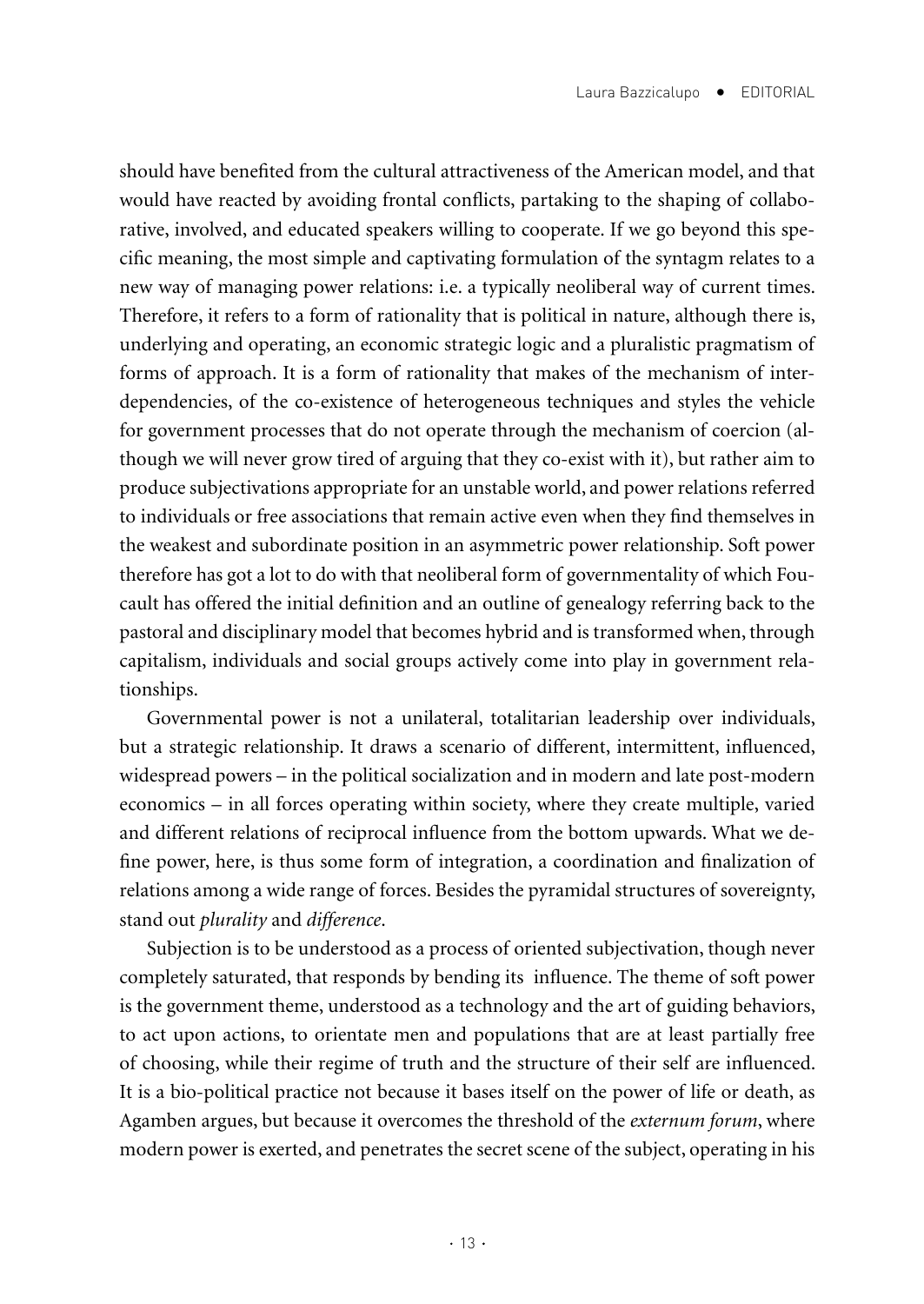should have benefited from the cultural attractiveness of the American model, and that would have reacted by avoiding frontal conflicts, partaking to the shaping of collaborative, involved, and educated speakers willing to cooperate. If we go beyond this specific meaning, the most simple and captivating formulation of the syntagm relates to a new way of managing power relations: i.e. a typically neoliberal way of current times. Therefore, it refers to a form of rationality that is political in nature, although there is, underlying and operating, an economic strategic logic and a pluralistic pragmatism of forms of approach. It is a form of rationality that makes of the mechanism of interdependencies, of the co-existence of heterogeneous techniques and styles the vehicle for government processes that do not operate through the mechanism of coercion (although we will never grow tired of arguing that they co-exist with it), but rather aim to produce subjectivations appropriate for an unstable world, and power relations referred to individuals or free associations that remain active even when they find themselves in the weakest and subordinate position in an asymmetric power relationship. Soft power therefore has got a lot to do with that neoliberal form of governmentality of which Foucault has offered the initial definition and an outline of genealogy referring back to the pastoral and disciplinary model that becomes hybrid and is transformed when, through capitalism, individuals and social groups actively come into play in government relationships.

Governmental power is not a unilateral, totalitarian leadership over individuals, but a strategic relationship. It draws a scenario of different, intermittent, influenced, widespread powers – in the political socialization and in modern and late post-modern economics – in all forces operating within society, where they create multiple, varied and different relations of reciprocal influence from the bottom upwards. What we define power, here, is thus some form of integration, a coordination and finalization of relations among a wide range of forces. Besides the pyramidal structures of sovereignty, stand out *plurality* and *difference*.

Subjection is to be understood as a process of oriented subjectivation, though never completely saturated, that responds by bending its influence. The theme of soft power is the government theme, understood as a technology and the art of guiding behaviors, to act upon actions, to orientate men and populations that are at least partially free of choosing, while their regime of truth and the structure of their self are influenced. It is a bio-political practice not because it bases itself on the power of life or death, as Agamben argues, but because it overcomes the threshold of the *externum forum*, where modern power is exerted, and penetrates the secret scene of the subject, operating in his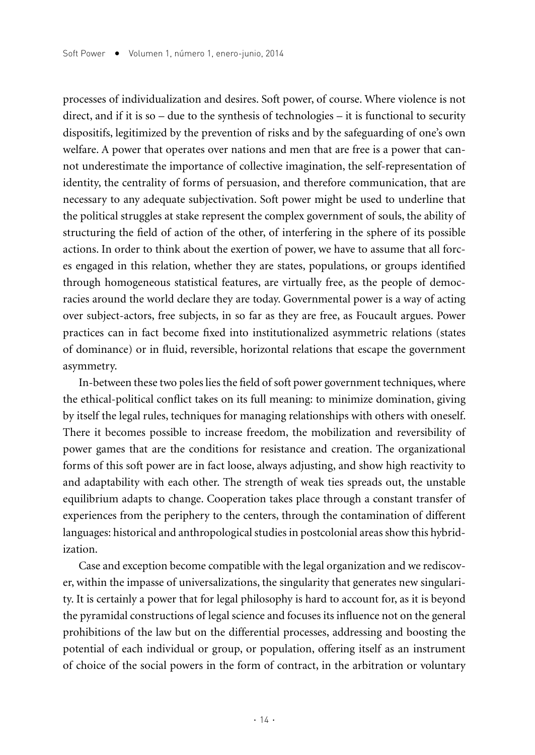processes of individualization and desires. Soft power, of course. Where violence is not direct, and if it is so – due to the synthesis of technologies – it is functional to security dispositifs, legitimized by the prevention of risks and by the safeguarding of one's own welfare. A power that operates over nations and men that are free is a power that cannot underestimate the importance of collective imagination, the self-representation of identity, the centrality of forms of persuasion, and therefore communication, that are necessary to any adequate subjectivation. Soft power might be used to underline that the political struggles at stake represent the complex government of souls, the ability of structuring the field of action of the other, of interfering in the sphere of its possible actions. In order to think about the exertion of power, we have to assume that all forces engaged in this relation, whether they are states, populations, or groups identified through homogeneous statistical features, are virtually free, as the people of democracies around the world declare they are today. Governmental power is a way of acting over subject-actors, free subjects, in so far as they are free, as Foucault argues. Power practices can in fact become fixed into institutionalized asymmetric relations (states of dominance) or in fluid, reversible, horizontal relations that escape the government asymmetry.

In-between these two poles lies the field of soft power government techniques, where the ethical-political conflict takes on its full meaning: to minimize domination, giving by itself the legal rules, techniques for managing relationships with others with oneself. There it becomes possible to increase freedom, the mobilization and reversibility of power games that are the conditions for resistance and creation. The organizational forms of this soft power are in fact loose, always adjusting, and show high reactivity to and adaptability with each other. The strength of weak ties spreads out, the unstable equilibrium adapts to change. Cooperation takes place through a constant transfer of experiences from the periphery to the centers, through the contamination of different languages: historical and anthropological studies in postcolonial areas show this hybridization.

Case and exception become compatible with the legal organization and we rediscover, within the impasse of universalizations, the singularity that generates new singularity. It is certainly a power that for legal philosophy is hard to account for, as it is beyond the pyramidal constructions of legal science and focuses its influence not on the general prohibitions of the law but on the differential processes, addressing and boosting the potential of each individual or group, or population, offering itself as an instrument of choice of the social powers in the form of contract, in the arbitration or voluntary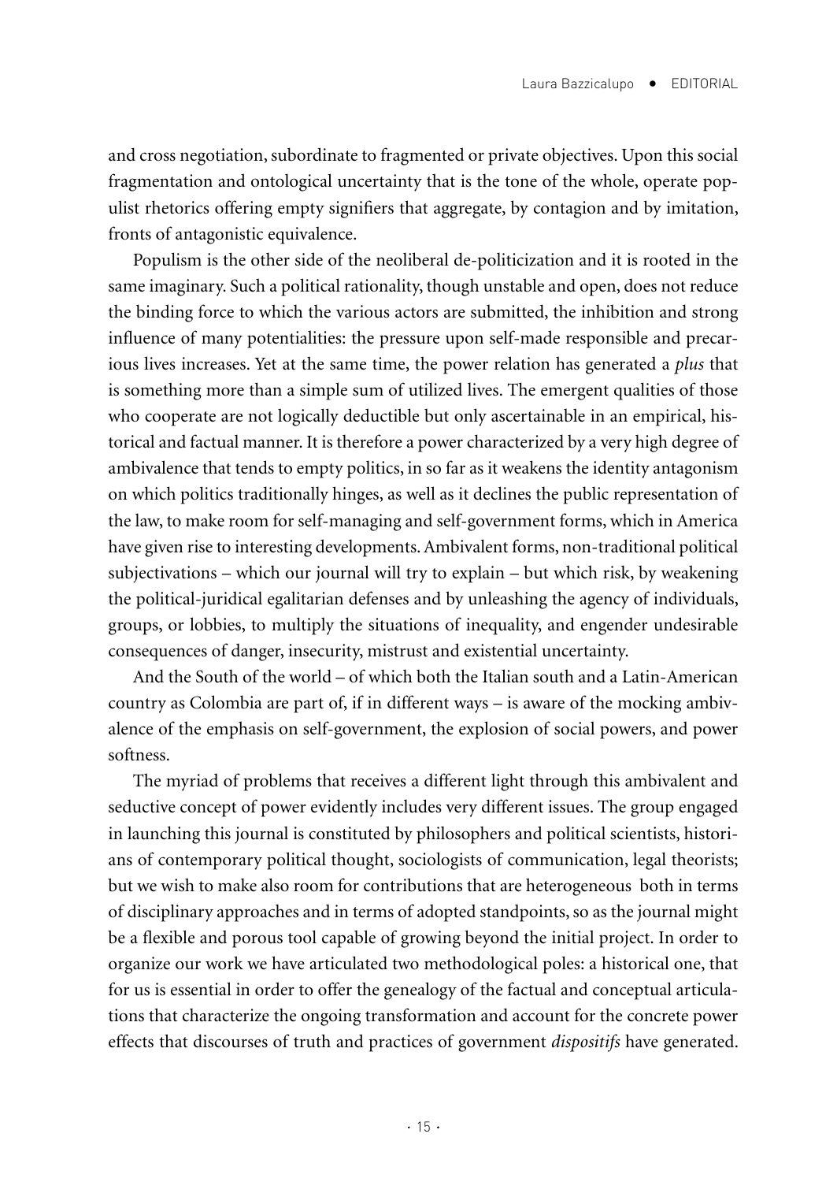and cross negotiation, subordinate to fragmented or private objectives. Upon this social fragmentation and ontological uncertainty that is the tone of the whole, operate populist rhetorics offering empty signifiers that aggregate, by contagion and by imitation, fronts of antagonistic equivalence.

Populism is the other side of the neoliberal de-politicization and it is rooted in the same imaginary. Such a political rationality, though unstable and open, does not reduce the binding force to which the various actors are submitted, the inhibition and strong influence of many potentialities: the pressure upon self-made responsible and precarious lives increases. Yet at the same time, the power relation has generated a *plus* that is something more than a simple sum of utilized lives. The emergent qualities of those who cooperate are not logically deductible but only ascertainable in an empirical, historical and factual manner. It is therefore a power characterized by a very high degree of ambivalence that tends to empty politics, in so far as it weakens the identity antagonism on which politics traditionally hinges, as well as it declines the public representation of the law, to make room for self-managing and self-government forms, which in America have given rise to interesting developments. Ambivalent forms, non-traditional political subjectivations – which our journal will try to explain – but which risk, by weakening the political-juridical egalitarian defenses and by unleashing the agency of individuals, groups, or lobbies, to multiply the situations of inequality, and engender undesirable consequences of danger, insecurity, mistrust and existential uncertainty.

And the South of the world – of which both the Italian south and a Latin-American country as Colombia are part of, if in different ways – is aware of the mocking ambivalence of the emphasis on self-government, the explosion of social powers, and power softness.

The myriad of problems that receives a different light through this ambivalent and seductive concept of power evidently includes very different issues. The group engaged in launching this journal is constituted by philosophers and political scientists, historians of contemporary political thought, sociologists of communication, legal theorists; but we wish to make also room for contributions that are heterogeneous both in terms of disciplinary approaches and in terms of adopted standpoints, so as the journal might be a flexible and porous tool capable of growing beyond the initial project. In order to organize our work we have articulated two methodological poles: a historical one, that for us is essential in order to offer the genealogy of the factual and conceptual articulations that characterize the ongoing transformation and account for the concrete power effects that discourses of truth and practices of government *dispositifs* have generated.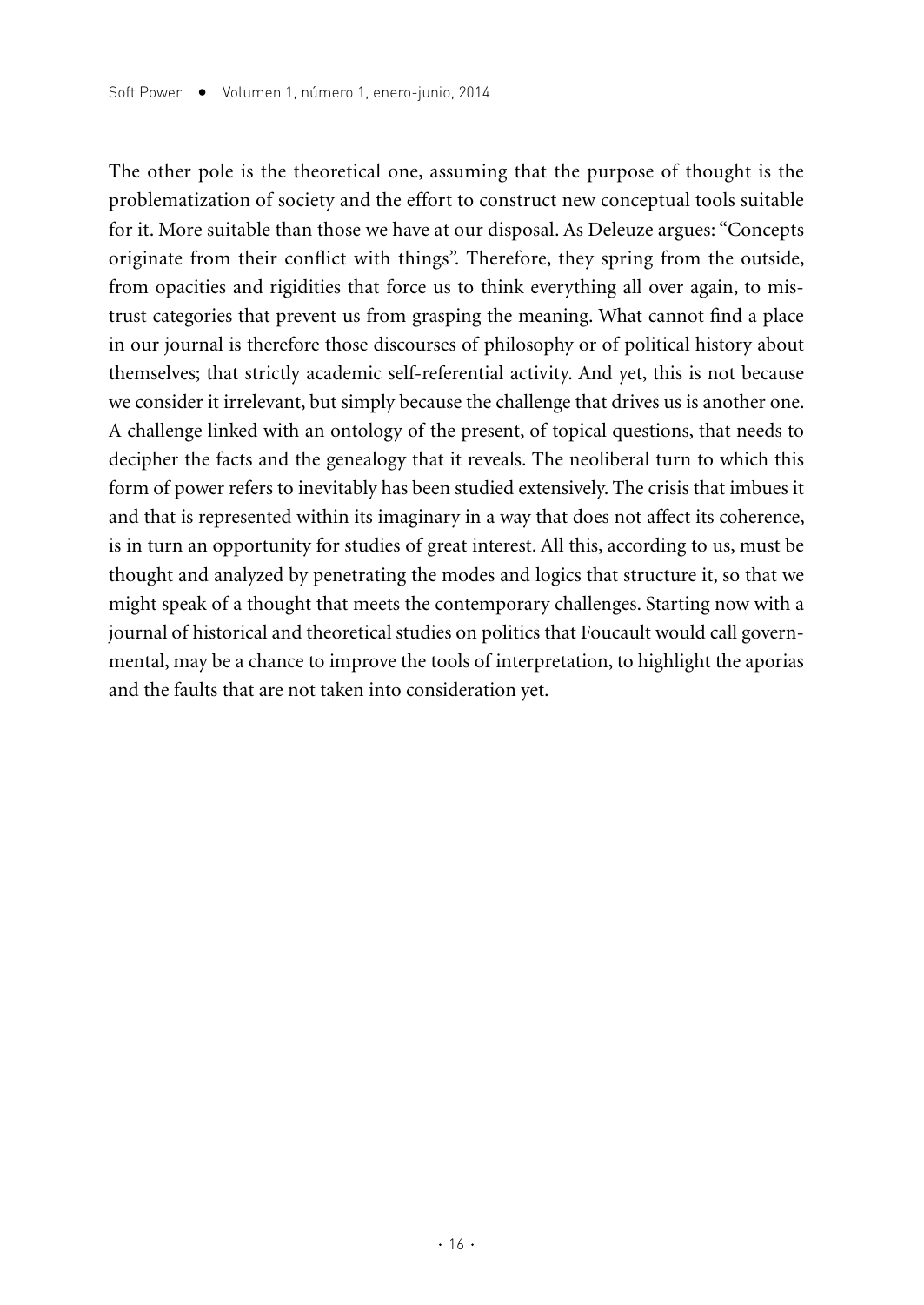The other pole is the theoretical one, assuming that the purpose of thought is the problematization of society and the effort to construct new conceptual tools suitable for it. More suitable than those we have at our disposal. As Deleuze argues: "Concepts originate from their conflict with things". Therefore, they spring from the outside, from opacities and rigidities that force us to think everything all over again, to mistrust categories that prevent us from grasping the meaning. What cannot find a place in our journal is therefore those discourses of philosophy or of political history about themselves; that strictly academic self-referential activity. And yet, this is not because we consider it irrelevant, but simply because the challenge that drives us is another one. A challenge linked with an ontology of the present, of topical questions, that needs to decipher the facts and the genealogy that it reveals. The neoliberal turn to which this form of power refers to inevitably has been studied extensively. The crisis that imbues it and that is represented within its imaginary in a way that does not affect its coherence, is in turn an opportunity for studies of great interest. All this, according to us, must be thought and analyzed by penetrating the modes and logics that structure it, so that we might speak of a thought that meets the contemporary challenges. Starting now with a journal of historical and theoretical studies on politics that Foucault would call governmental, may be a chance to improve the tools of interpretation, to highlight the aporias and the faults that are not taken into consideration yet.